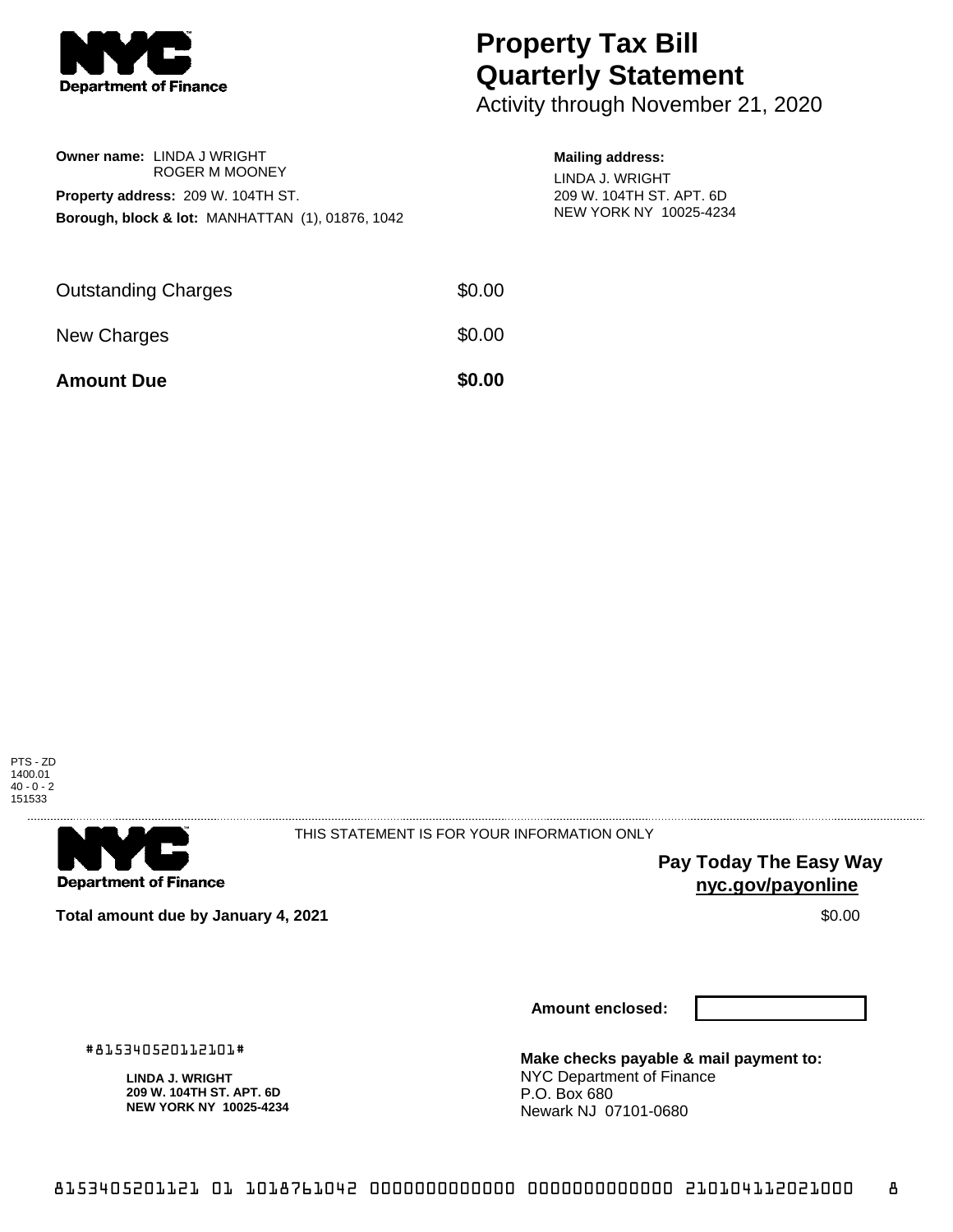# Property Tax Bill Quarterly Statement

Activity through November 21, 2020

**Owner name:** LINDA J WRIGHT
ROGER M MOONEY

**Property address:** 209 W. 104TH ST.

**Borough, block & lot:** MANHATTAN (1), 01876, 1042

**Mailing address:**

LINDA J. WRIGHT
209 W. 104TH ST. APT. 6D
NEW YORK NY 10025-4234

| | |
|---|---|
| Outstanding Charges | $0.00 |
| New Charges | $0.00 |
| **Amount Due** | **$0.00** |

PTS - ZD
1400.01
40 - 0 - 2
151533

THIS STATEMENT IS FOR YOUR INFORMATION ONLY

**Pay Today The Easy Way**
**nyc.gov/payonline**

**Total amount due by January 4, 2021** $0.00

**Amount enclosed:**

#815340520112101#

**LINDA J. WRIGHT**
**209 W. 104TH ST. APT. 6D**
**NEW YORK NY 10025-4234**

**Make checks payable & mail payment to:**
NYC Department of Finance
P.O. Box 680
Newark NJ 07101-0680

8153405201121 01 1018761042 0000000000000 0000000000000 210104112021000 8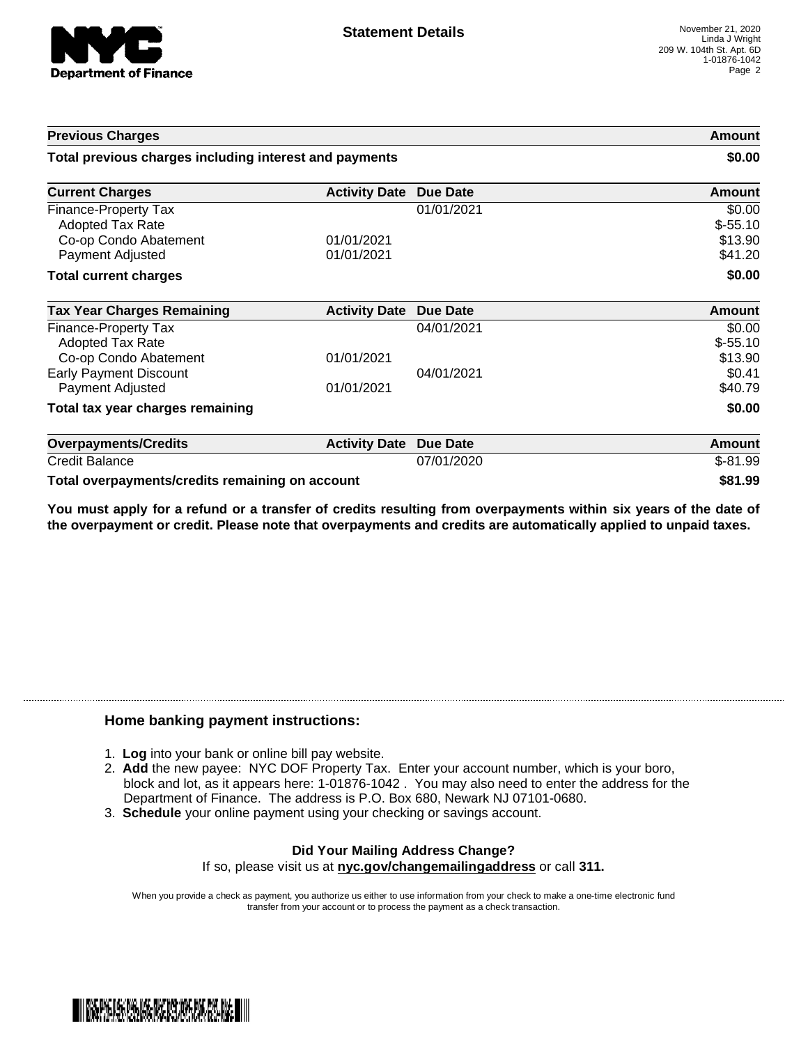# Statement Details

November 21, 2020
Linda J Wright
209 W. 104th St. Apt. 6D
1-01876-1042

| Previous Charges | | | Amount |
|---|---|---|---|
| **Total previous charges including interest and payments** | | | **$0.00** |

| Current Charges | Activity Date | Due Date | Amount |
|---|---|---|---|
| Finance-Property Tax | | 01/01/2021 | $0.00 |
| Adopted Tax Rate | | | $-55.10 |
| Co-op Condo Abatement | 01/01/2021 | | $13.90 |
| Payment Adjusted | 01/01/2021 | | $41.20 |
| **Total current charges** | | | **$0.00** |

| Tax Year Charges Remaining | Activity Date | Due Date | Amount |
|---|---|---|---|
| Finance-Property Tax | | 04/01/2021 | $0.00 |
| Adopted Tax Rate | | | $-55.10 |
| Co-op Condo Abatement | 01/01/2021 | | $13.90 |
| Early Payment Discount | | 04/01/2021 | $0.41 |
| Payment Adjusted | 01/01/2021 | | $40.79 |
| **Total tax year charges remaining** | | | **$0.00** |

| Overpayments/Credits | Activity Date | Due Date | Amount |
|---|---|---|---|
| Credit Balance | | 07/01/2020 | $-81.99 |
| **Total overpayments/credits remaining on account** | | | **$81.99** |

**You must apply for a refund or a transfer of credits resulting from overpayments within six years of the date of the overpayment or credit. Please note that overpayments and credits are automatically applied to unpaid taxes.**

## Home banking payment instructions:

1. **Log** into your bank or online bill pay website.
2. **Add** the new payee: NYC DOF Property Tax. Enter your account number, which is your boro, block and lot, as it appears here: 1-01876-1042 . You may also need to enter the address for the Department of Finance. The address is P.O. Box 680, Newark NJ 07101-0680.
3. **Schedule** your online payment using your checking or savings account.

**Did Your Mailing Address Change?**
If so, please visit us at **nyc.gov/changemailingaddress** or call **311.**

When you provide a check as payment, you authorize us either to use information from your check to make a one-time electronic fund transfer from your account or to process the payment as a check transaction.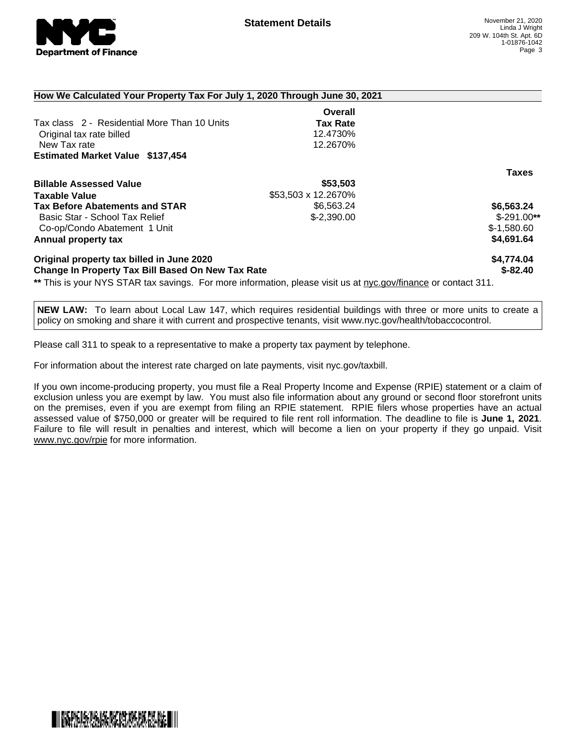## Statement Details

November 21, 2020
Linda J Wright
209 W. 104th St. Apt. 6D
1-01876-1042

### How We Calculated Your Property Tax For July 1, 2020 Through June 30, 2021

| | Overall Tax Rate | Taxes |
|---|---|---|
| Tax class 2 - Residential More Than 10 Units | | |
| Original tax rate billed | 12.4730% | |
| New Tax rate | 12.2670% | |
| **Estimated Market Value $137,454** | | |
| **Billable Assessed Value** | **$53,503** | |
| **Taxable Value** | $53,503 x 12.2670% | |
| **Tax Before Abatements and STAR** | $6,563.24 | **$6,563.24** |
| Basic Star - School Tax Relief | $-2,390.00 | $-291.00** |
| Co-op/Condo Abatement 1 Unit | | $-1,580.60 |
| **Annual property tax** | | **$4,691.64** |
| **Original property tax billed in June 2020** | | **$4,774.04** |
| **Change In Property Tax Bill Based On New Tax Rate** | | **$-82.40** |

** This is your NYS STAR tax savings. For more information, please visit us at nyc.gov/finance or contact 311.

**NEW LAW:** To learn about Local Law 147, which requires residential buildings with three or more units to create a policy on smoking and share it with current and prospective tenants, visit www.nyc.gov/health/tobaccocontrol.

Please call 311 to speak to a representative to make a property tax payment by telephone.

For information about the interest rate charged on late payments, visit nyc.gov/taxbill.

If you own income-producing property, you must file a Real Property Income and Expense (RPIE) statement or a claim of exclusion unless you are exempt by law. You must also file information about any ground or second floor storefront units on the premises, even if you are exempt from filing an RPIE statement. RPIE filers whose properties have an actual assessed value of $750,000 or greater will be required to file rent roll information. The deadline to file is **June 1, 2021**. Failure to file will result in penalties and interest, which will become a lien on your property if they go unpaid. Visit www.nyc.gov/rpie for more information.